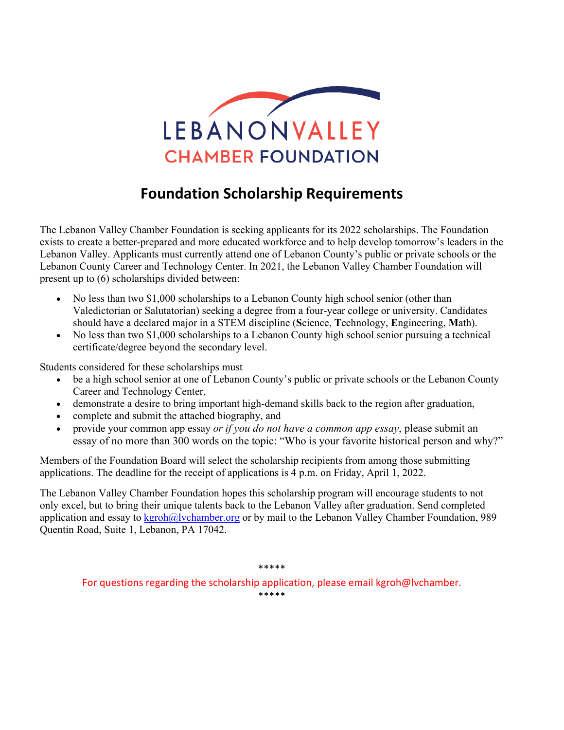LEBANON VALLEY
CHAMBER FOUNDATION

# Foundation Scholarship Requirements

The Lebanon Valley Chamber Foundation is seeking applicants for its 2022 scholarships. The Foundation exists to create a better-prepared and more educated workforce and to help develop tomorrow's leaders in the Lebanon Valley. Applicants must currently attend one of Lebanon County's public or private schools or the Lebanon County Career and Technology Center. In 2021, the Lebanon Valley Chamber Foundation will present up to (6) scholarships divided between:

- No less than two $1,000 scholarships to a Lebanon County high school senior (other than Valedictorian or Salutatorian) seeking a degree from a four-year college or university. Candidates should have a declared major in a STEM discipline (**S**cience, **T**echnology, **E**ngineering, **M**ath).
- No less than two $1,000 scholarships to a Lebanon County high school senior pursuing a technical certificate/degree beyond the secondary level.

Students considered for these scholarships must

- be a high school senior at one of Lebanon County's public or private schools or the Lebanon County Career and Technology Center,
- demonstrate a desire to bring important high-demand skills back to the region after graduation,
- complete and submit the attached biography, and
- provide your common app essay *or if you do not have a common app essay*, please submit an essay of no more than 300 words on the topic: "Who is your favorite historical person and why?"

Members of the Foundation Board will select the scholarship recipients from among those submitting applications. The deadline for the receipt of applications is 4 p.m. on Friday, April 1, 2022.

The Lebanon Valley Chamber Foundation hopes this scholarship program will encourage students to not only excel, but to bring their unique talents back to the Lebanon Valley after graduation. Send completed application and essay to kgroh@lvchamber.org or by mail to the Lebanon Valley Chamber Foundation, 989 Quentin Road, Suite 1, Lebanon, PA 17042.

*****

For questions regarding the scholarship application, please email kgroh@lvchamber.

*****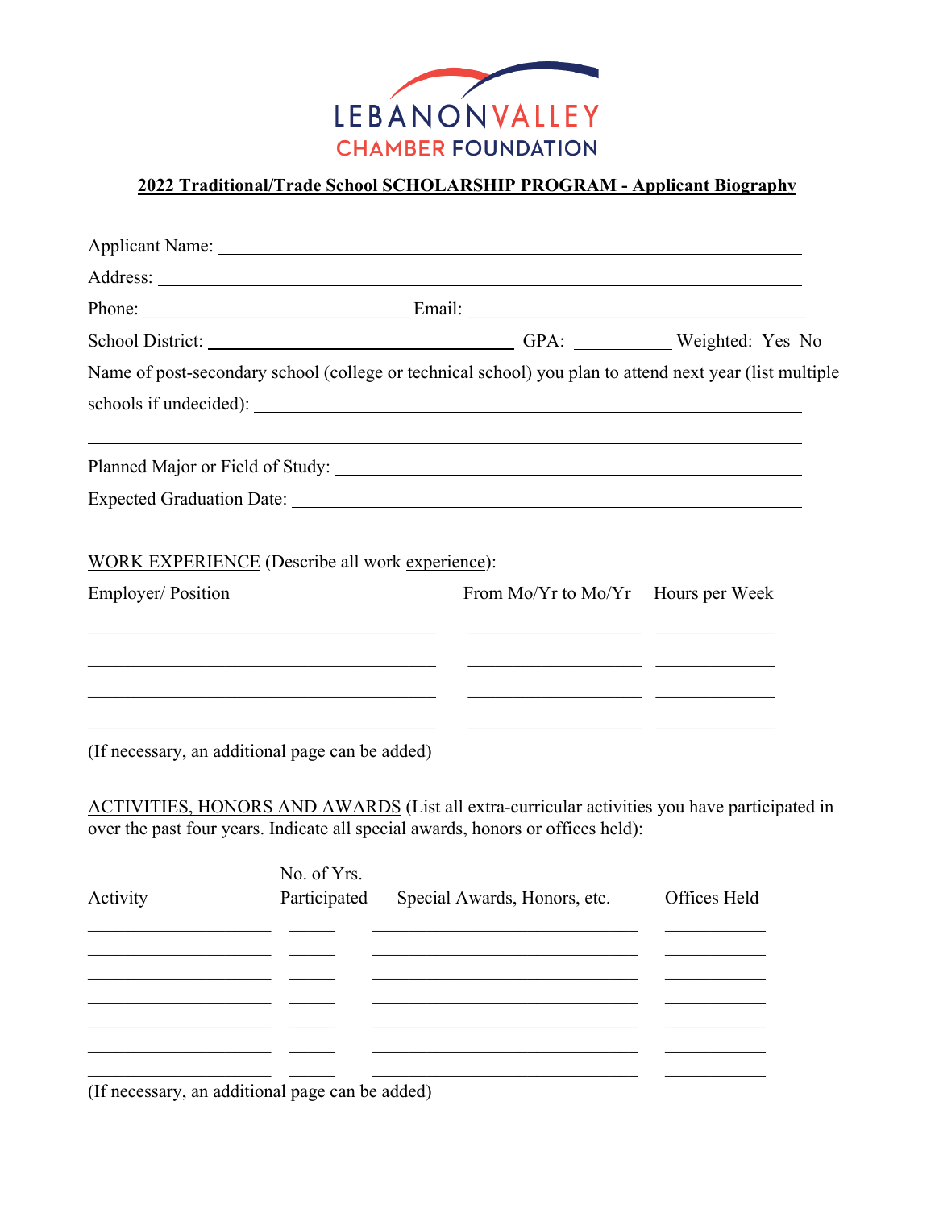LEBANONVALLEY CHAMBER FOUNDATION

**2022 Traditional/Trade School SCHOLARSHIP PROGRAM - Applicant Biography**

Applicant Name: ______________________________

Address: ______________________________

Phone: ______________________ Email: ______________________

School District: ______________________ GPA: __________ Weighted: Yes No

Name of post-secondary school (college or technical school) you plan to attend next year (list multiple schools if undecided): ______________________________

______________________________

Planned Major or Field of Study: ______________________________

Expected Graduation Date: ______________________________

WORK EXPERIENCE (Describe all work experience):

| Employer/ Position | From Mo/Yr to Mo/Yr | Hours per Week |
|---|---|---|
| | | |
| | | |
| | | |
| | | |

(If necessary, an additional page can be added)

ACTIVITIES, HONORS AND AWARDS (List all extra-curricular activities you have participated in over the past four years. Indicate all special awards, honors or offices held):

| Activity | No. of Yrs. Participated | Special Awards, Honors, etc. | Offices Held |
|---|---|---|---|
| | | | |
| | | | |
| | | | |
| | | | |
| | | | |
| | | | |
| | | | |

(If necessary, an additional page can be added)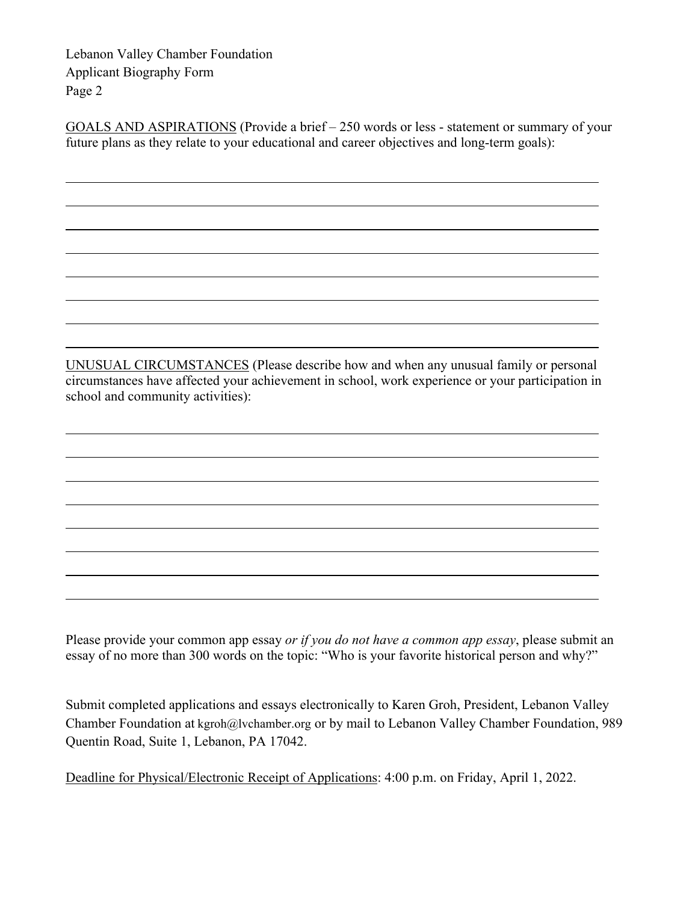Lebanon Valley Chamber Foundation
Applicant Biography Form
Page 2

<u>GOALS AND ASPIRATIONS</u> (Provide a brief – 250 words or less - statement or summary of your future plans as they relate to your educational and career objectives and long-term goals):

<u>UNUSUAL CIRCUMSTANCES</u> (Please describe how and when any unusual family or personal circumstances have affected your achievement in school, work experience or your participation in school and community activities):

Please provide your common app essay *or if you do not have a common app essay*, please submit an essay of no more than 300 words on the topic: "Who is your favorite historical person and why?"

Submit completed applications and essays electronically to Karen Groh, President, Lebanon Valley Chamber Foundation at kgroh@lvchamber.org or by mail to Lebanon Valley Chamber Foundation, 989 Quentin Road, Suite 1, Lebanon, PA 17042.

<u>Deadline for Physical/Electronic Receipt of Applications</u>: 4:00 p.m. on Friday, April 1, 2022.